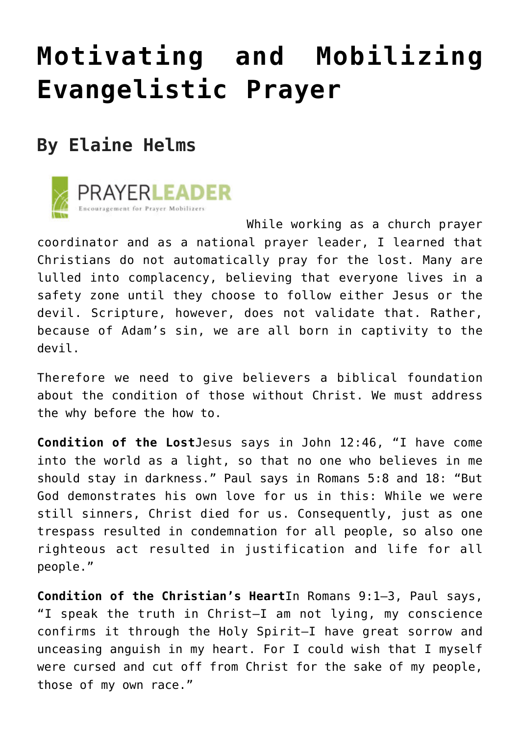# Motivating and Mobilizing Evangelistic Prayer

## By Elaine Helms

While working as a church prayer coordinator and as a national prayer leader, I learned that Christians do not automatically pray for the lost. Many are lulled into complacency, believing that everyone lives in a safety zone until they choose to follow either Jesus or the devil. Scripture, however, does not validate that. Rather, because of Adam's sin, we are all born in captivity to the devil.

Therefore we need to give believers a biblical foundation about the condition of those without Christ. We must address the why before the how to.

**Condition of the Lost**Jesus says in John 12:46, "I have come into the world as a light, so that no one who believes in me should stay in darkness." Paul says in Romans 5:8 and 18: "But God demonstrates his own love for us in this: While we were still sinners, Christ died for us. Consequently, just as one trespass resulted in condemnation for all people, so also one righteous act resulted in justification and life for all people."

**Condition of the Christian's Heart**In Romans 9:1–3, Paul says, "I speak the truth in Christ—I am not lying, my conscience confirms it through the Holy Spirit—I have great sorrow and unceasing anguish in my heart. For I could wish that I myself were cursed and cut off from Christ for the sake of my people, those of my own race."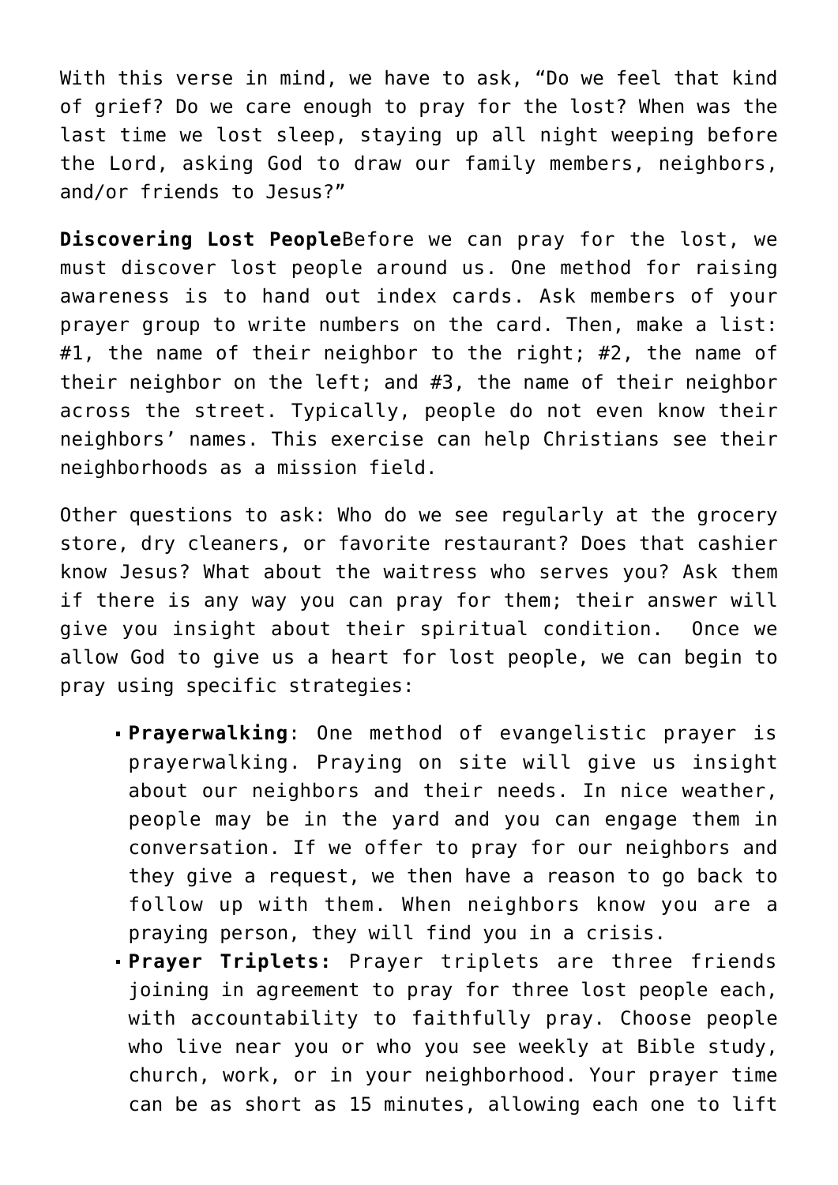With this verse in mind, we have to ask, "Do we feel that kind of grief? Do we care enough to pray for the lost? When was the last time we lost sleep, staying up all night weeping before the Lord, asking God to draw our family members, neighbors, and/or friends to Jesus?"

**Discovering Lost People**Before we can pray for the lost, we must discover lost people around us. One method for raising awareness is to hand out index cards. Ask members of your prayer group to write numbers on the card. Then, make a list: #1, the name of their neighbor to the right; #2, the name of their neighbor on the left; and #3, the name of their neighbor across the street. Typically, people do not even know their neighbors' names. This exercise can help Christians see their neighborhoods as a mission field.

Other questions to ask: Who do we see regularly at the grocery store, dry cleaners, or favorite restaurant? Does that cashier know Jesus? What about the waitress who serves you? Ask them if there is any way you can pray for them; their answer will give you insight about their spiritual condition. Once we allow God to give us a heart for lost people, we can begin to pray using specific strategies:

- **Prayerwalking**: One method of evangelistic prayer is prayerwalking. Praying on site will give us insight about our neighbors and their needs. In nice weather, people may be in the yard and you can engage them in conversation. If we offer to pray for our neighbors and they give a request, we then have a reason to go back to follow up with them. When neighbors know you are a praying person, they will find you in a crisis.
- **Prayer Triplets:** Prayer triplets are three friends joining in agreement to pray for three lost people each, with accountability to faithfully pray. Choose people who live near you or who you see weekly at Bible study, church, work, or in your neighborhood. Your prayer time can be as short as 15 minutes, allowing each one to lift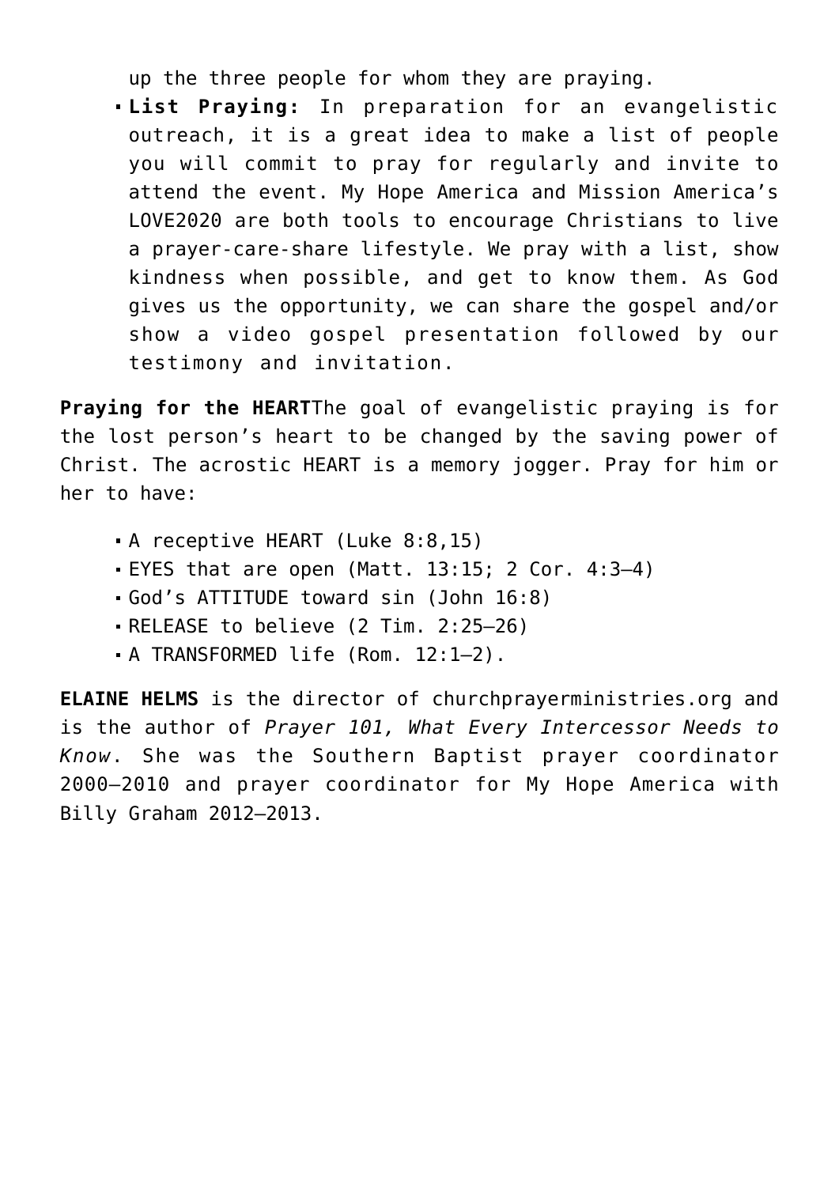up the three people for whom they are praying.

- **List Praying:** In preparation for an evangelistic outreach, it is a great idea to make a list of people you will commit to pray for regularly and invite to attend the event. My Hope America and Mission America's LOVE2020 are both tools to encourage Christians to live a prayer-care-share lifestyle. We pray with a list, show kindness when possible, and get to know them. As God gives us the opportunity, we can share the gospel and/or show a video gospel presentation followed by our testimony and invitation.

**Praying for the HEART**The goal of evangelistic praying is for the lost person's heart to be changed by the saving power of Christ. The acrostic HEART is a memory jogger. Pray for him or her to have:

- A receptive HEART (Luke 8:8,15)
- EYES that are open (Matt. 13:15; 2 Cor. 4:3–4)
- God's ATTITUDE toward sin (John 16:8)
- RELEASE to believe (2 Tim. 2:25–26)
- A TRANSFORMED life (Rom. 12:1–2).

**ELAINE HELMS** is the director of churchprayerministries.org and is the author of *Prayer 101, What Every Intercessor Needs to Know*. She was the Southern Baptist prayer coordinator 2000–2010 and prayer coordinator for My Hope America with Billy Graham 2012–2013.